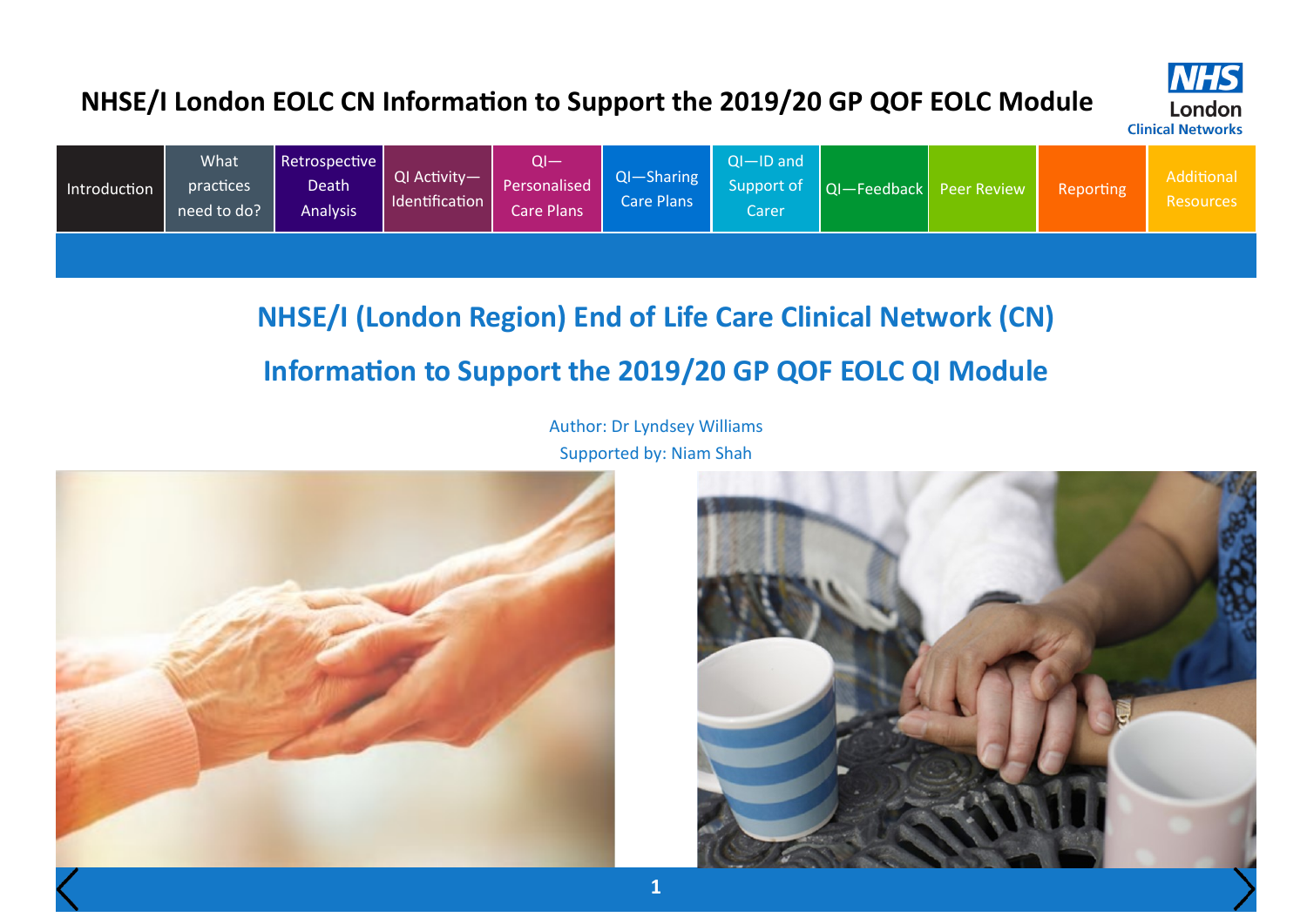# NHSE/I London EOLC CN Information to Support the 2019/20 GP QOF EOLC Module

NHS London Clinical Networks

| Introduction | What practices need to do? | Retrospective Death Analysis | QI Activity—Identification | QI—Personalised Care Plans | QI—Sharing Care Plans | QI—ID and Support of Carer | QI—Feedback | Peer Review | Reporting | Additional Resources |
|---|---|---|---|---|---|---|---|---|---|---|

## NHSE/I (London Region) End of Life Care Clinical Network (CN)

## Information to Support the 2019/20 GP QOF EOLC QI Module

Author: Dr Lyndsey Williams

Supported by: Niam Shah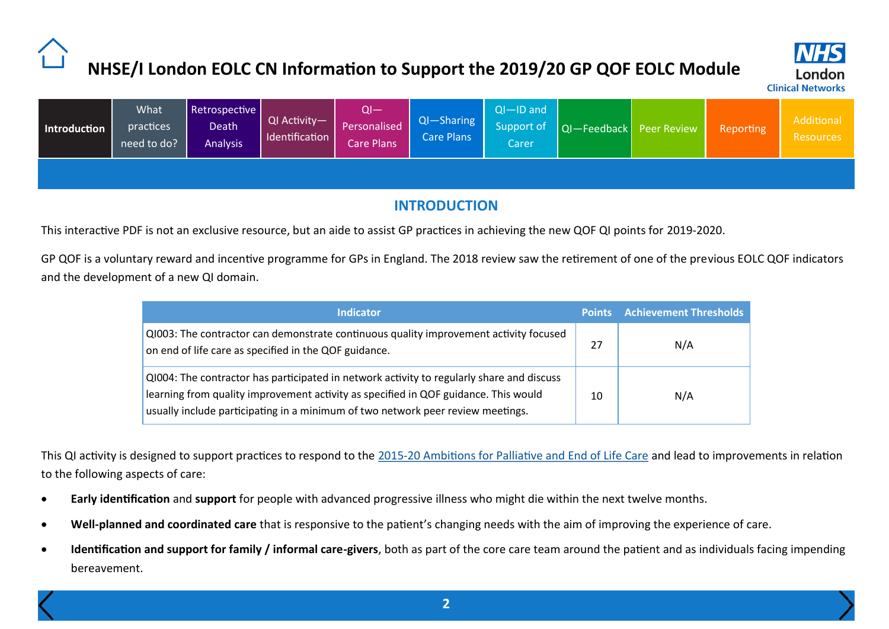# NHSE/I London EOLC CN Information to Support the 2019/20 GP QOF EOLC Module

| Introduction | What practices need to do? | Retrospective Death Analysis | QI Activity—Identification | QI—Personalised Care Plans | QI—Sharing Care Plans | QI—ID and Support of Carer | QI—Feedback | Peer Review | Reporting | Additional Resources |
|---|---|---|---|---|---|---|---|---|---|---|

## INTRODUCTION

This interactive PDF is not an exclusive resource, but an aide to assist GP practices in achieving the new QOF QI points for 2019-2020.

GP QOF is a voluntary reward and incentive programme for GPs in England. The 2018 review saw the retirement of one of the previous EOLC QOF indicators and the development of a new QI domain.

| Indicator | Points | Achievement Thresholds |
|---|---|---|
| QI003: The contractor can demonstrate continuous quality improvement activity focused on end of life care as specified in the QOF guidance. | 27 | N/A |
| QI004: The contractor has participated in network activity to regularly share and discuss learning from quality improvement activity as specified in QOF guidance. This would usually include participating in a minimum of two network peer review meetings. | 10 | N/A |

This QI activity is designed to support practices to respond to the 2015-20 Ambitions for Palliative and End of Life Care and lead to improvements in relation to the following aspects of care:

- **Early identification** and **support** for people with advanced progressive illness who might die within the next twelve months.
- **Well-planned and coordinated care** that is responsive to the patient's changing needs with the aim of improving the experience of care.
- **Identification and support for family / informal care-givers**, both as part of the core care team around the patient and as individuals facing impending bereavement.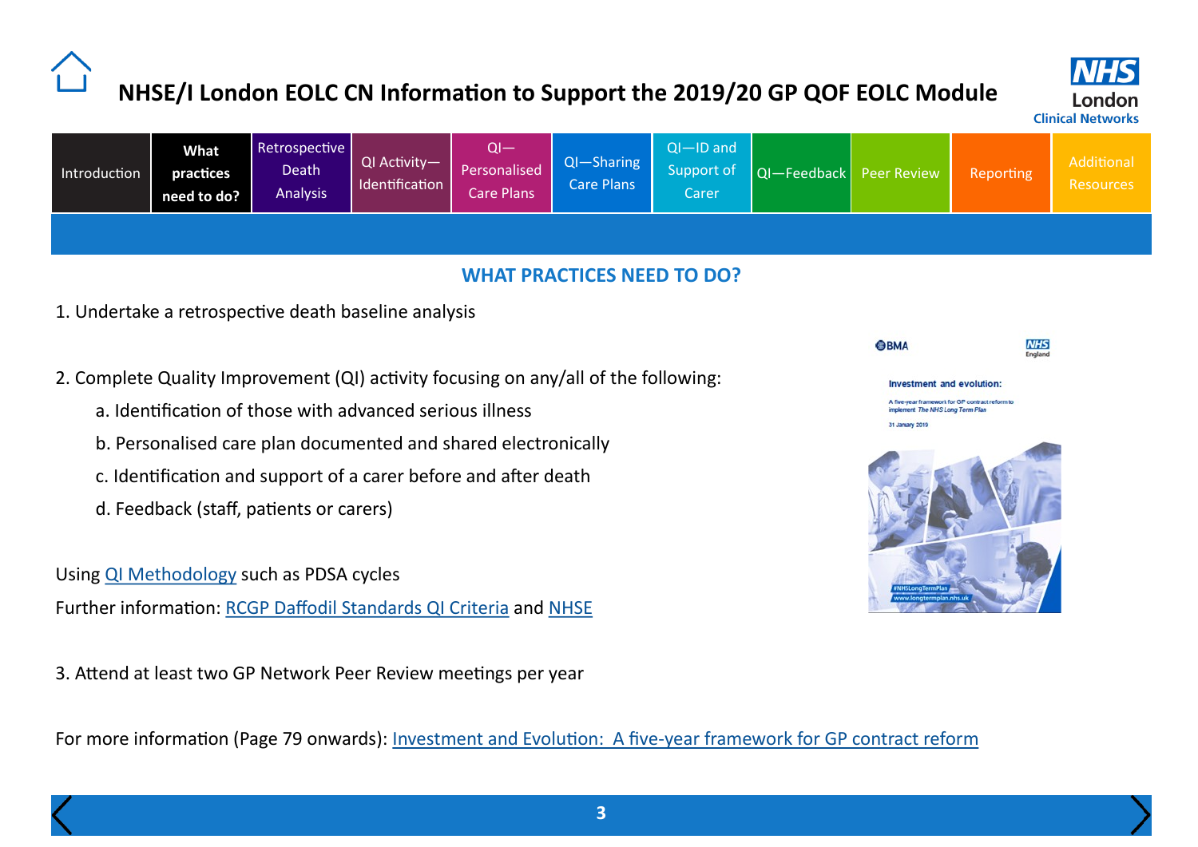# NHSE/I London EOLC CN Information to Support the 2019/20 GP QOF EOLC Module

| Introduction | What practices need to do? | Retrospective Death Analysis | QI Activity—Identification | QI—Personalised Care Plans | QI—Sharing Care Plans | QI—ID and Support of Carer | QI—Feedback | Peer Review | Reporting | Additional Resources |
|---|---|---|---|---|---|---|---|---|---|---|

## WHAT PRACTICES NEED TO DO?

1. Undertake a retrospective death baseline analysis

2. Complete Quality Improvement (QI) activity focusing on any/all of the following:
   a. Identification of those with advanced serious illness
   b. Personalised care plan documented and shared electronically
   c. Identification and support of a carer before and after death
   d. Feedback (staff, patients or carers)

Using QI Methodology such as PDSA cycles

Further information: RCGP Daffodil Standards QI Criteria and NHSE

3. Attend at least two GP Network Peer Review meetings per year

For more information (Page 79 onwards): Investment and Evolution: A five-year framework for GP contract reform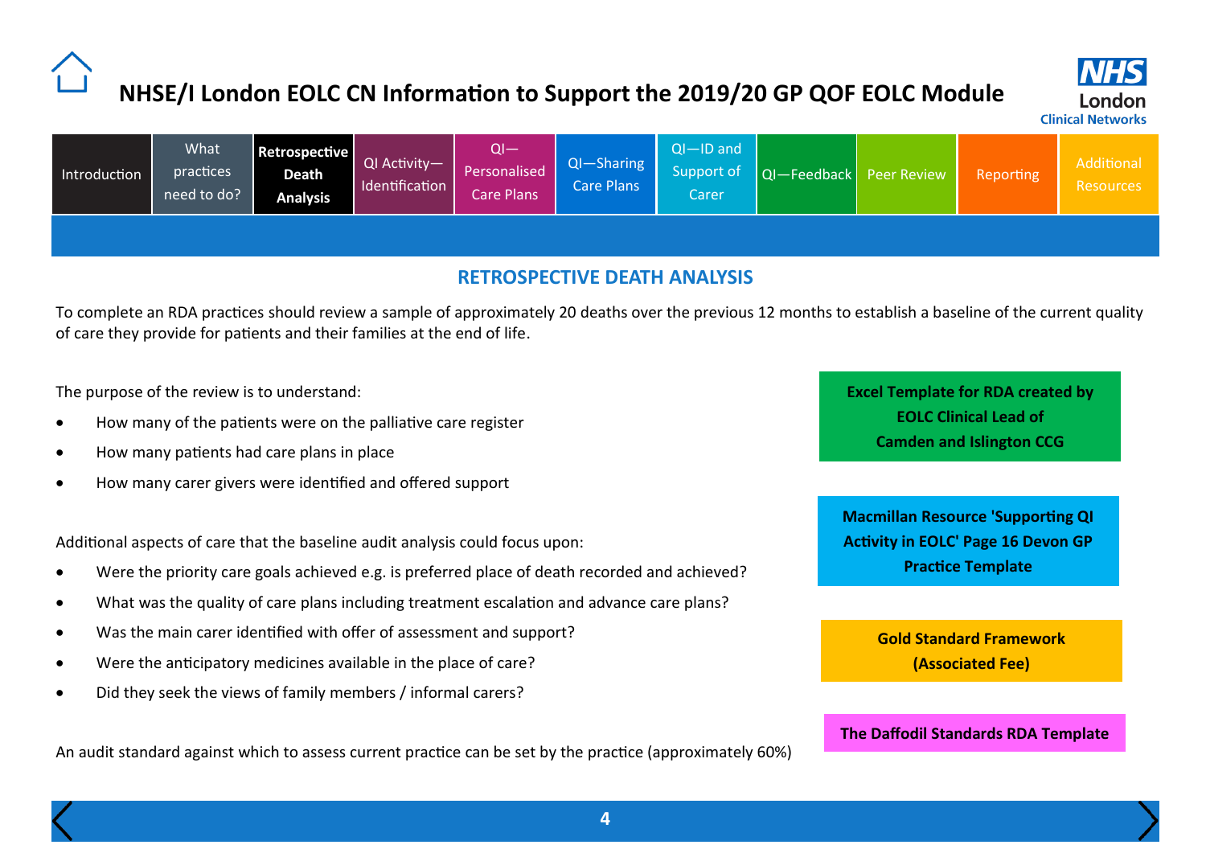# NHSE/I London EOLC CN Information to Support the 2019/20 GP QOF EOLC Module

Introduction | What practices need to do? | **Retrospective Death Analysis** | QI Activity—Identification | QI—Personalised Care Plans | QI—Sharing Care Plans | QI—ID and Support of Carer | QI—Feedback | Peer Review | Reporting | Additional Resources

## RETROSPECTIVE DEATH ANALYSIS

To complete an RDA practices should review a sample of approximately 20 deaths over the previous 12 months to establish a baseline of the current quality of care they provide for patients and their families at the end of life.

The purpose of the review is to understand:

- How many of the patients were on the palliative care register
- How many patients had care plans in place
- How many carer givers were identified and offered support

Additional aspects of care that the baseline audit analysis could focus upon:

- Were the priority care goals achieved e.g. is preferred place of death recorded and achieved?
- What was the quality of care plans including treatment escalation and advance care plans?
- Was the main carer identified with offer of assessment and support?
- Were the anticipatory medicines available in the place of care?
- Did they seek the views of family members / informal carers?

An audit standard against which to assess current practice can be set by the practice (approximately 60%)

**Excel Template for RDA created by EOLC Clinical Lead of Camden and Islington CCG**

**Macmillan Resource 'Supporting QI Activity in EOLC' Page 16 Devon GP Practice Template**

**Gold Standard Framework (Associated Fee)**

**The Daffodil Standards RDA Template**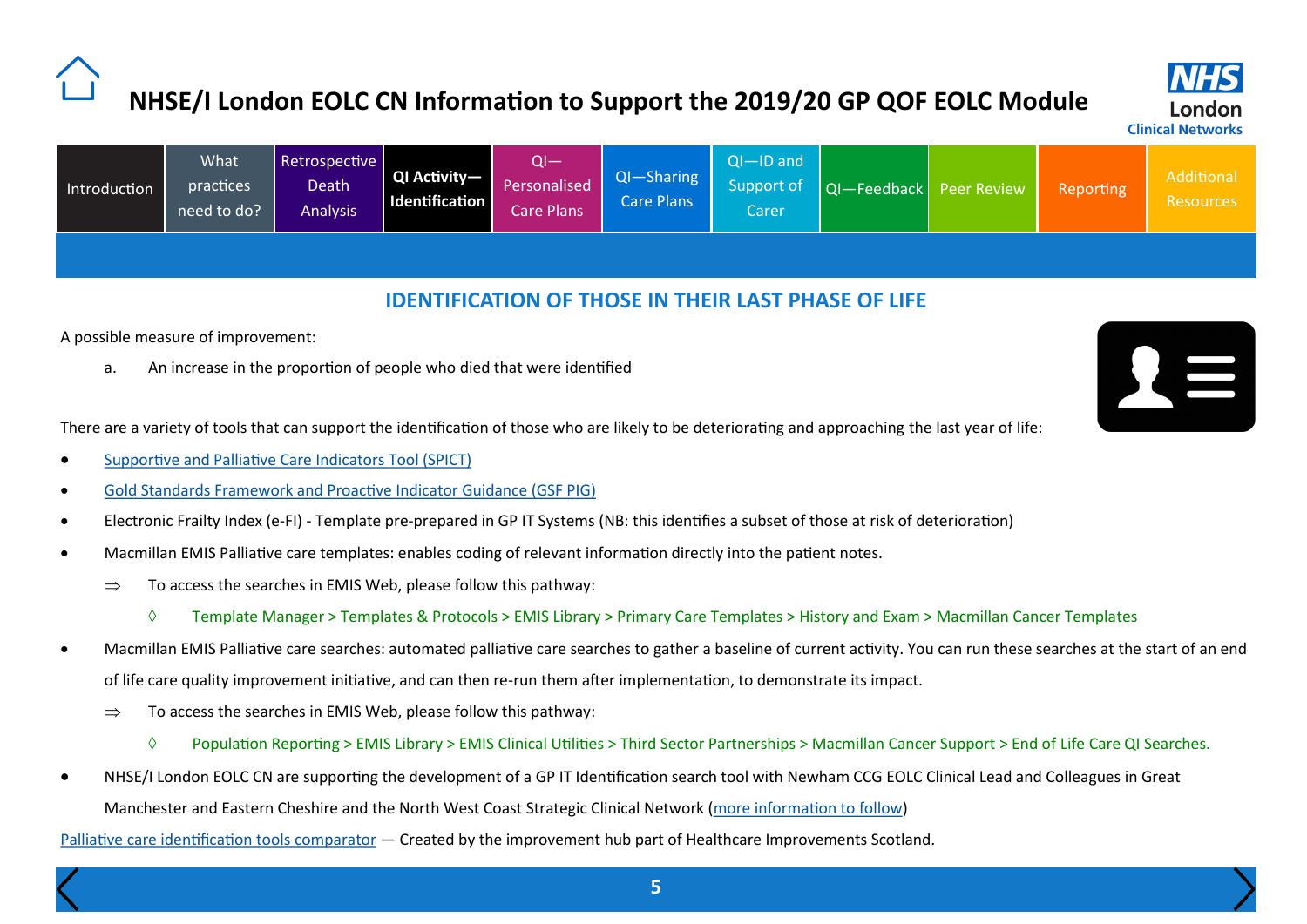# NHSE/I London EOLC CN Information to Support the 2019/20 GP QOF EOLC Module

| Introduction | What practices need to do? | Retrospective Death Analysis | **QI Activity—Identification** | QI—Personalised Care Plans | QI—Sharing Care Plans | QI—ID and Support of Carer | QI—Feedback | Peer Review | Reporting | Additional Resources |
|---|---|---|---|---|---|---|---|---|---|---|

## IDENTIFICATION OF THOSE IN THEIR LAST PHASE OF LIFE

A possible measure of improvement:

a. An increase in the proportion of people who died that were identified

There are a variety of tools that can support the identification of those who are likely to be deteriorating and approaching the last year of life:

- Supportive and Palliative Care Indicators Tool (SPICT)
- Gold Standards Framework and Proactive Indicator Guidance (GSF PIG)
- Electronic Frailty Index (e-FI) - Template pre-prepared in GP IT Systems (NB: this identifies a subset of those at risk of deterioration)
- Macmillan EMIS Palliative care templates: enables coding of relevant information directly into the patient notes.
  - ⇒ To access the searches in EMIS Web, please follow this pathway:
    - ◊ Template Manager > Templates & Protocols > EMIS Library > Primary Care Templates > History and Exam > Macmillan Cancer Templates
- Macmillan EMIS Palliative care searches: automated palliative care searches to gather a baseline of current activity. You can run these searches at the start of an end of life care quality improvement initiative, and can then re-run them after implementation, to demonstrate its impact.
  - ⇒ To access the searches in EMIS Web, please follow this pathway:
    - ◊ Population Reporting > EMIS Library > EMIS Clinical Utilities > Third Sector Partnerships > Macmillan Cancer Support > End of Life Care QI Searches.
- NHSE/I London EOLC CN are supporting the development of a GP IT Identification search tool with Newham CCG EOLC Clinical Lead and Colleagues in Great Manchester and Eastern Cheshire and the North West Coast Strategic Clinical Network (more information to follow)

Palliative care identification tools comparator — Created by the improvement hub part of Healthcare Improvements Scotland.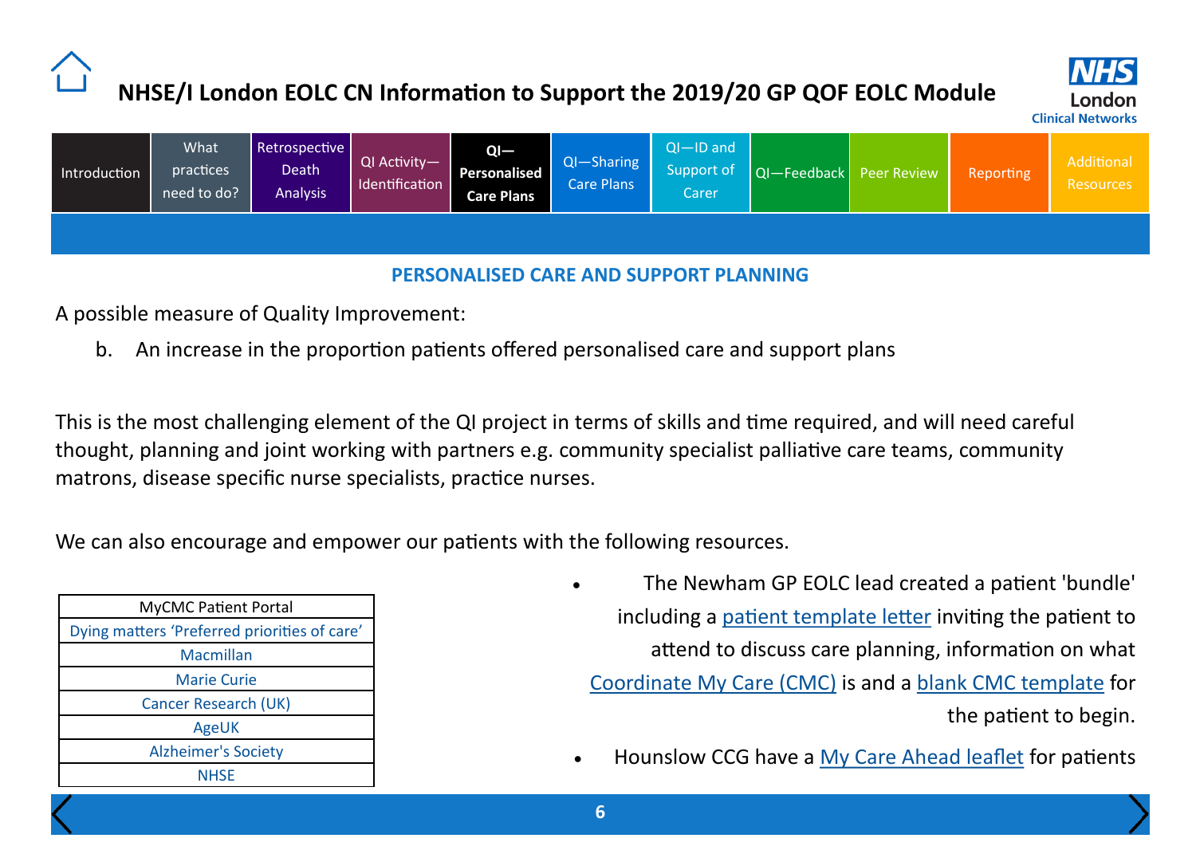# NHSE/I London EOLC CN Information to Support the 2019/20 GP QOF EOLC Module

| Introduction | What practices need to do? | Retrospective Death Analysis | QI Activity—Identification | QI—Personalised Care Plans | QI—Sharing Care Plans | QI—ID and Support of Carer | QI—Feedback | Peer Review | Reporting | Additional Resources |
|---|---|---|---|---|---|---|---|---|---|---|

## PERSONALISED CARE AND SUPPORT PLANNING

A possible measure of Quality Improvement:

b. An increase in the proportion patients offered personalised care and support plans

This is the most challenging element of the QI project in terms of skills and time required, and will need careful thought, planning and joint working with partners e.g. community specialist palliative care teams, community matrons, disease specific nurse specialists, practice nurses.

We can also encourage and empower our patients with the following resources.

| MyCMC Patient Portal |
|---|
| Dying matters 'Preferred priorities of care' |
| Macmillan |
| Marie Curie |
| Cancer Research (UK) |
| AgeUK |
| Alzheimer's Society |
| NHSE |

- The Newham GP EOLC lead created a patient 'bundle' including a patient template letter inviting the patient to attend to discuss care planning, information on what Coordinate My Care (CMC) is and a blank CMC template for the patient to begin.
- Hounslow CCG have a My Care Ahead leaflet for patients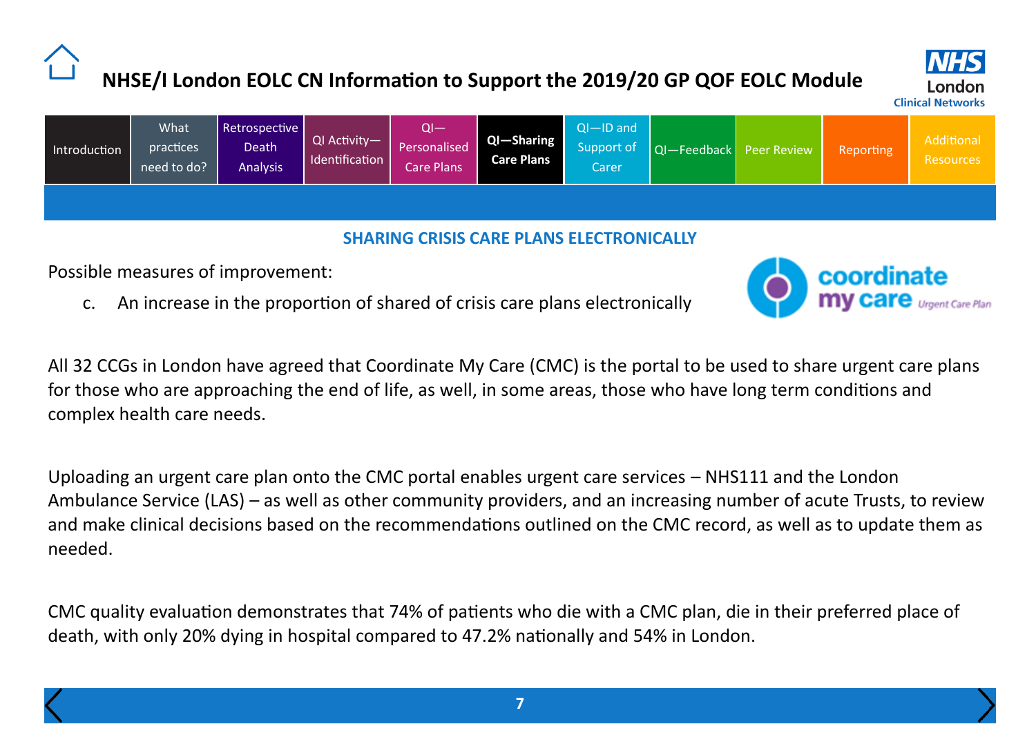# NHSE/I London EOLC CN Information to Support the 2019/20 GP QOF EOLC Module

| Introduction | What practices need to do? | Retrospective Death Analysis | QI Activity—Identification | QI—Personalised Care Plans | QI—Sharing Care Plans | QI—ID and Support of Carer | QI—Feedback | Peer Review | Reporting | Additional Resources |
|---|---|---|---|---|---|---|---|---|---|---|

## SHARING CRISIS CARE PLANS ELECTRONICALLY

Possible measures of improvement:

c. An increase in the proportion of shared of crisis care plans electronically

All 32 CCGs in London have agreed that Coordinate My Care (CMC) is the portal to be used to share urgent care plans for those who are approaching the end of life, as well, in some areas, those who have long term conditions and complex health care needs.

Uploading an urgent care plan onto the CMC portal enables urgent care services – NHS111 and the London Ambulance Service (LAS) – as well as other community providers, and an increasing number of acute Trusts, to review and make clinical decisions based on the recommendations outlined on the CMC record, as well as to update them as needed.

CMC quality evaluation demonstrates that 74% of patients who die with a CMC plan, die in their preferred place of death, with only 20% dying in hospital compared to 47.2% nationally and 54% in London.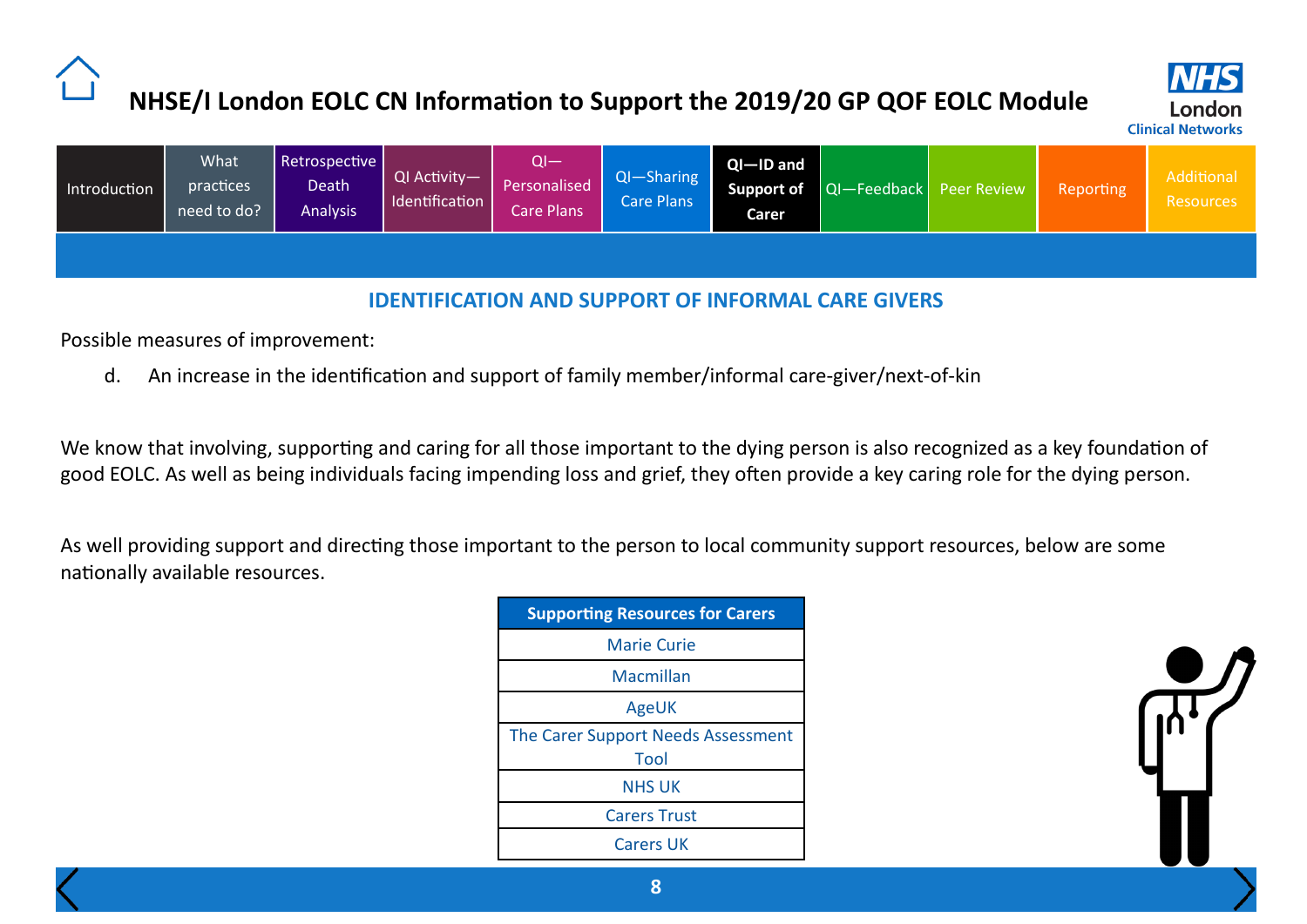# NHSE/I London EOLC CN Information to Support the 2019/20 GP QOF EOLC Module

| Introduction | What practices need to do? | Retrospective Death Analysis | QI Activity—Identification | QI—Personalised Care Plans | QI—Sharing Care Plans | QI—ID and Support of Carer | QI—Feedback | Peer Review | Reporting | Additional Resources |
|---|---|---|---|---|---|---|---|---|---|---|

## IDENTIFICATION AND SUPPORT OF INFORMAL CARE GIVERS

Possible measures of improvement:

d. An increase in the identification and support of family member/informal care-giver/next-of-kin

We know that involving, supporting and caring for all those important to the dying person is also recognized as a key foundation of good EOLC. As well as being individuals facing impending loss and grief, they often provide a key caring role for the dying person.

As well providing support and directing those important to the person to local community support resources, below are some nationally available resources.

| Supporting Resources for Carers |
|---|
| Marie Curie |
| Macmillan |
| AgeUK |
| The Carer Support Needs Assessment Tool |
| NHS UK |
| Carers Trust |
| Carers UK |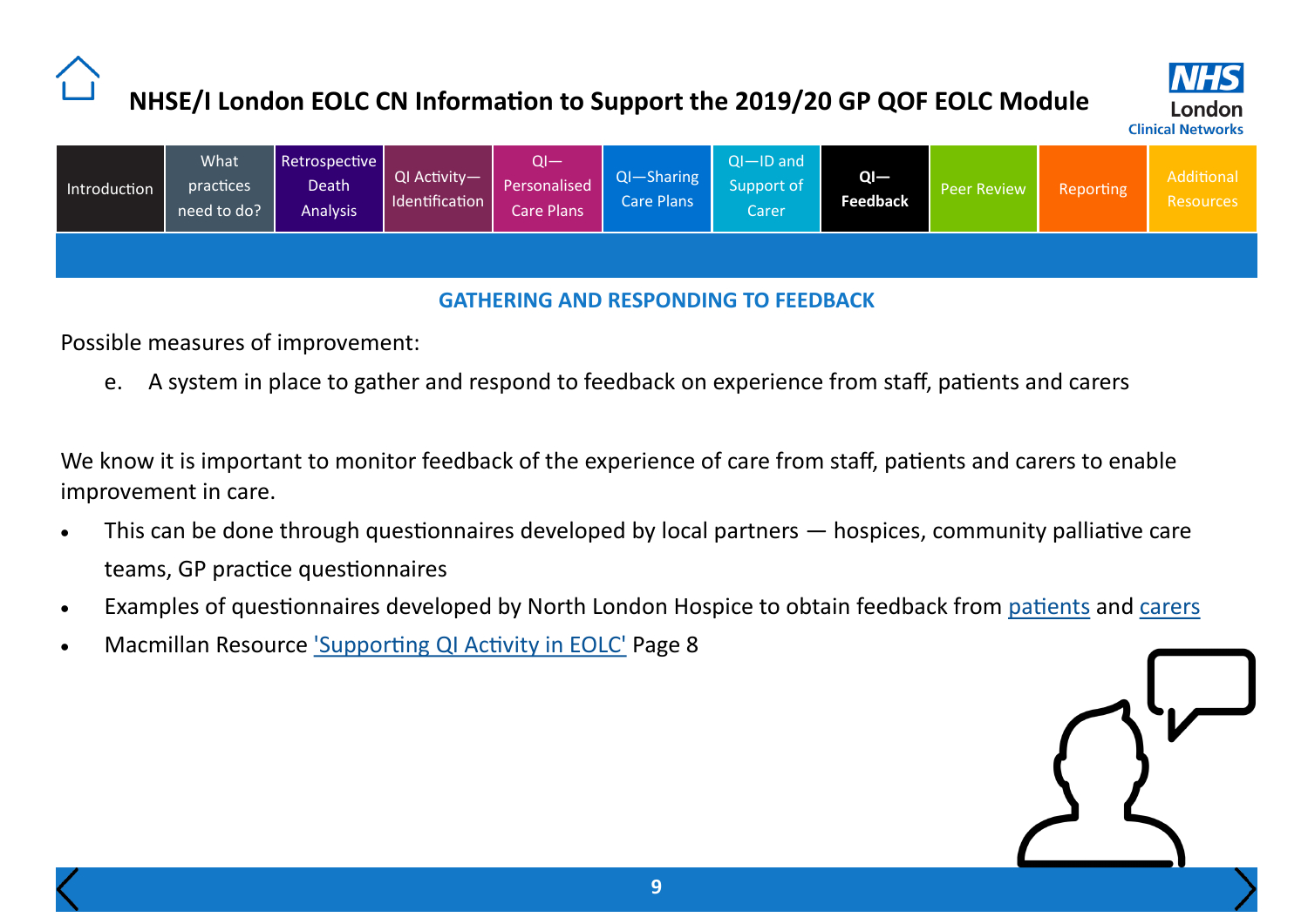## GATHERING AND RESPONDING TO FEEDBACK

Possible measures of improvement:

e. A system in place to gather and respond to feedback on experience from staff, patients and carers

We know it is important to monitor feedback of the experience of care from staff, patients and carers to enable improvement in care.

- This can be done through questionnaires developed by local partners — hospices, community palliative care teams, GP practice questionnaires
- Examples of questionnaires developed by North London Hospice to obtain feedback from patients and carers
- Macmillan Resource 'Supporting QI Activity in EOLC' Page 8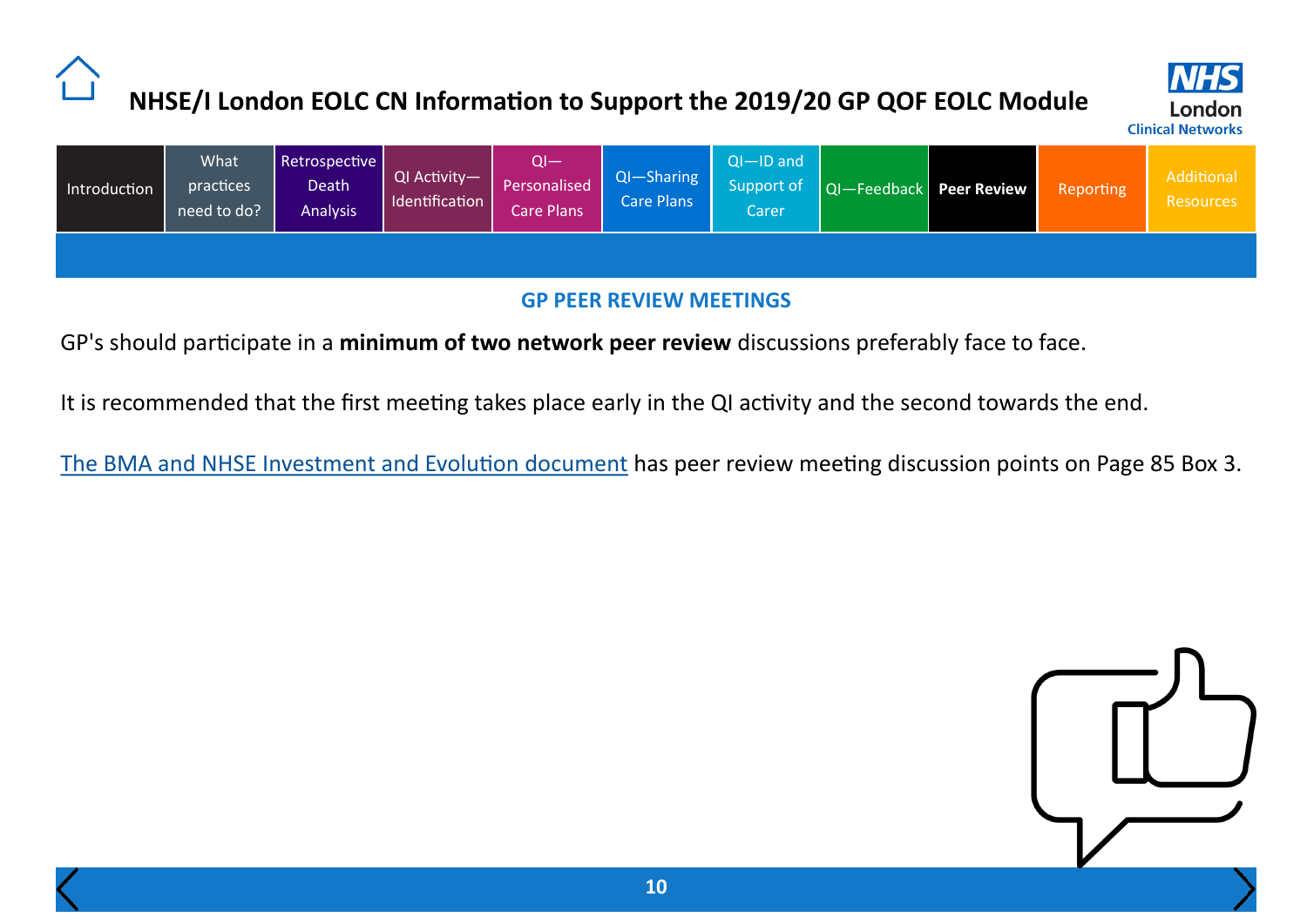## GP PEER REVIEW MEETINGS

GP's should participate in a **minimum of two network peer review** discussions preferably face to face.

It is recommended that the first meeting takes place early in the QI activity and the second towards the end.

The BMA and NHSE Investment and Evolution document has peer review meeting discussion points on Page 85 Box 3.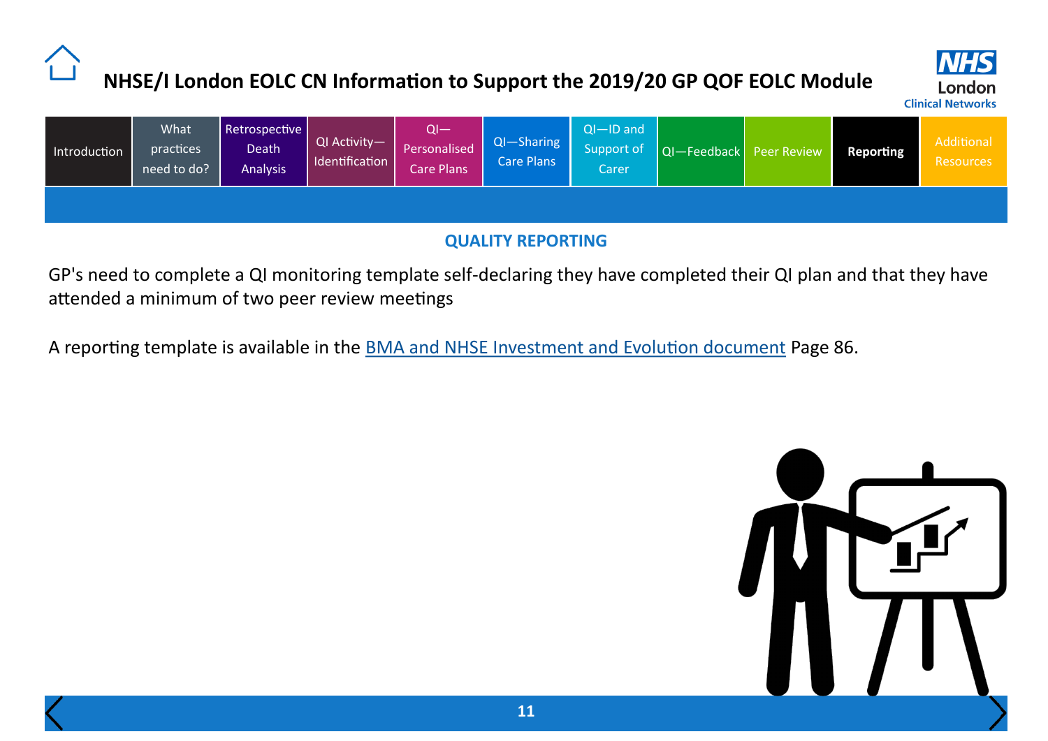# NHSE/I London EOLC CN Information to Support the 2019/20 GP QOF EOLC Module

| Introduction | What practices need to do? | Retrospective Death Analysis | QI Activity—Identification | QI—Personalised Care Plans | QI—Sharing Care Plans | QI—ID and Support of Carer | QI—Feedback | Peer Review | **Reporting** | Additional Resources |
|---|---|---|---|---|---|---|---|---|---|---|

## QUALITY REPORTING

GP's need to complete a QI monitoring template self-declaring they have completed their QI plan and that they have attended a minimum of two peer review meetings

A reporting template is available in the BMA and NHSE Investment and Evolution document Page 86.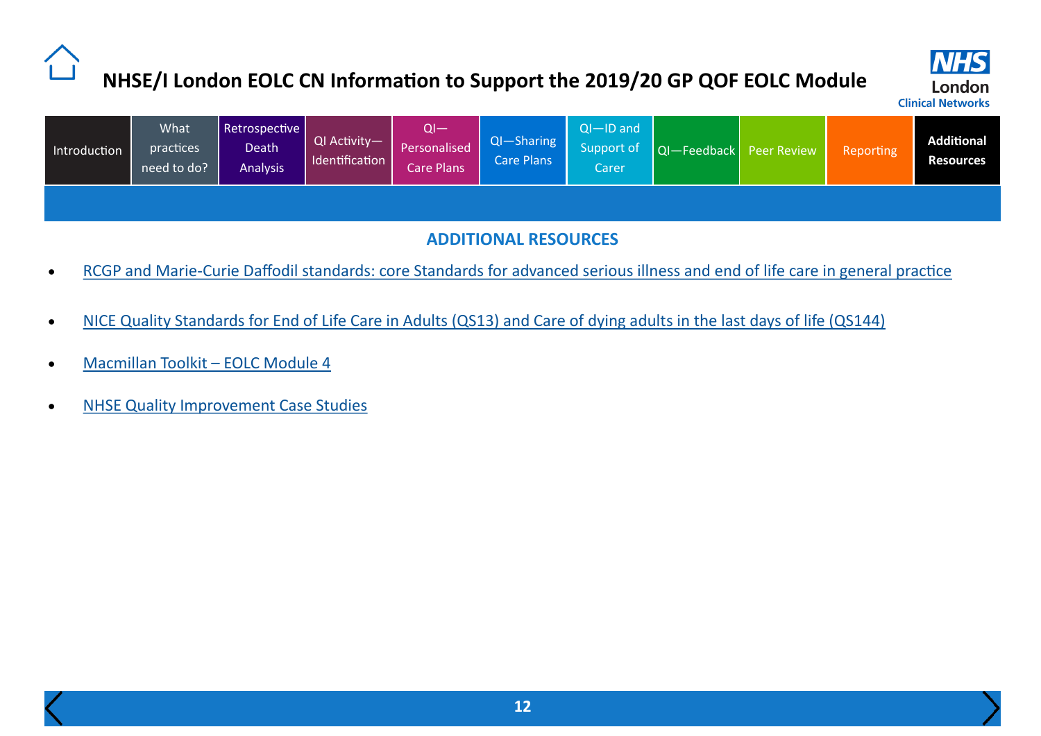# NHSE/I London EOLC CN Information to Support the 2019/20 GP QOF EOLC Module

| Introduction | What practices need to do? | Retrospective Death Analysis | QI Activity—Identification | QI—Personalised Care Plans | QI—Sharing Care Plans | QI—ID and Support of Carer | QI—Feedback | Peer Review | Reporting | **Additional Resources** |
|---|---|---|---|---|---|---|---|---|---|---|

## ADDITIONAL RESOURCES

- RCGP and Marie-Curie Daffodil standards: core Standards for advanced serious illness and end of life care in general practice
- NICE Quality Standards for End of Life Care in Adults (QS13) and Care of dying adults in the last days of life (QS144)
- Macmillan Toolkit – EOLC Module 4
- NHSE Quality Improvement Case Studies